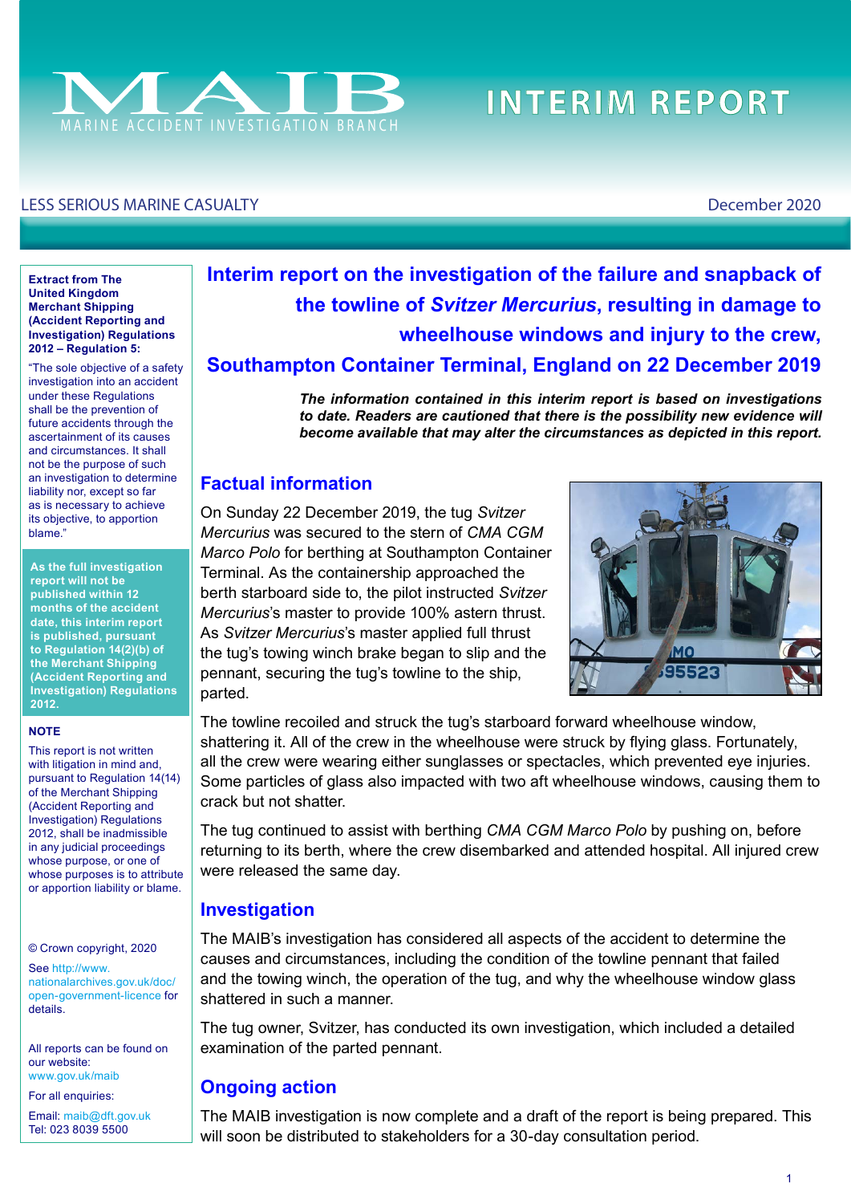# MAIB

MARINE ACCIDENT INVESTIGATION BRANCH

INTERIM REPORT

LESS SERIOUS MARINE CASUALTY

December 2020

# Interim report on the investigation of the failure and snapback of the towline of *Svitzer Mercurius*, resulting in damage to wheelhouse windows and injury to the crew, Southampton Container Terminal, England on 22 December 2019

***The information contained in this interim report is based on investigations to date. Readers are cautioned that there is the possibility new evidence will become available that may alter the circumstances as depicted in this report.***

## Factual information

On Sunday 22 December 2019, the tug *Svitzer Mercurius* was secured to the stern of *CMA CGM Marco Polo* for berthing at Southampton Container Terminal. As the containership approached the berth starboard side to, the pilot instructed *Svitzer Mercurius*'s master to provide 100% astern thrust. As *Svitzer Mercurius*'s master applied full thrust the tug's towing winch brake began to slip and the pennant, securing the tug's towline to the ship, parted.

The towline recoiled and struck the tug's starboard forward wheelhouse window, shattering it. All of the crew in the wheelhouse were struck by flying glass. Fortunately, all the crew were wearing either sunglasses or spectacles, which prevented eye injuries. Some particles of glass also impacted with two aft wheelhouse windows, causing them to crack but not shatter.

The tug continued to assist with berthing *CMA CGM Marco Polo* by pushing on, before returning to its berth, where the crew disembarked and attended hospital. All injured crew were released the same day.

## Investigation

The MAIB's investigation has considered all aspects of the accident to determine the causes and circumstances, including the condition of the towline pennant that failed and the towing winch, the operation of the tug, and why the wheelhouse window glass shattered in such a manner.

The tug owner, Svitzer, has conducted its own investigation, which included a detailed examination of the parted pennant.

## Ongoing action

The MAIB investigation is now complete and a draft of the report is being prepared. This will soon be distributed to stakeholders for a 30-day consultation period.

---

**Extract from The United Kingdom Merchant Shipping (Accident Reporting and Investigation) Regulations 2012 – Regulation 5:**

"The sole objective of a safety investigation into an accident under these Regulations shall be the prevention of future accidents through the ascertainment of its causes and circumstances. It shall not be the purpose of such an investigation to determine liability nor, except so far as is necessary to achieve its objective, to apportion blame."

**As the full investigation report will not be published within 12 months of the accident date, this interim report is published, pursuant to Regulation 14(2)(b) of the Merchant Shipping (Accident Reporting and Investigation) Regulations 2012.**

**NOTE**

This report is not written with litigation in mind and, pursuant to Regulation 14(14) of the Merchant Shipping (Accident Reporting and Investigation) Regulations 2012, shall be inadmissible in any judicial proceedings whose purpose, or one of whose purposes is to attribute or apportion liability or blame.

© Crown copyright, 2020

See http://www.nationalarchives.gov.uk/doc/open-government-licence for details.

All reports can be found on our website: www.gov.uk/maib

For all enquiries:

Email: maib@dft.gov.uk
Tel: 023 8039 5500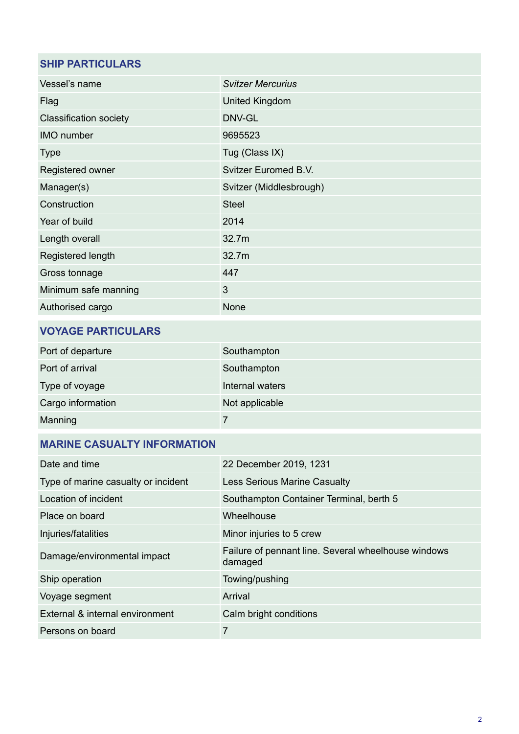## SHIP PARTICULARS

| | |
|---|---|
| Vessel's name | *Svitzer Mercurius* |
| Flag | United Kingdom |
| Classification society | DNV-GL |
| IMO number | 9695523 |
| Type | Tug (Class IX) |
| Registered owner | Svitzer Euromed B.V. |
| Manager(s) | Svitzer (Middlesbrough) |
| Construction | Steel |
| Year of build | 2014 |
| Length overall | 32.7m |
| Registered length | 32.7m |
| Gross tonnage | 447 |
| Minimum safe manning | 3 |
| Authorised cargo | None |

## VOYAGE PARTICULARS

| | |
|---|---|
| Port of departure | Southampton |
| Port of arrival | Southampton |
| Type of voyage | Internal waters |
| Cargo information | Not applicable |
| Manning | 7 |

## MARINE CASUALTY INFORMATION

| | |
|---|---|
| Date and time | 22 December 2019, 1231 |
| Type of marine casualty or incident | Less Serious Marine Casualty |
| Location of incident | Southampton Container Terminal, berth 5 |
| Place on board | Wheelhouse |
| Injuries/fatalities | Minor injuries to 5 crew |
| Damage/environmental impact | Failure of pennant line. Several wheelhouse windows damaged |
| Ship operation | Towing/pushing |
| Voyage segment | Arrival |
| External & internal environment | Calm bright conditions |
| Persons on board | 7 |